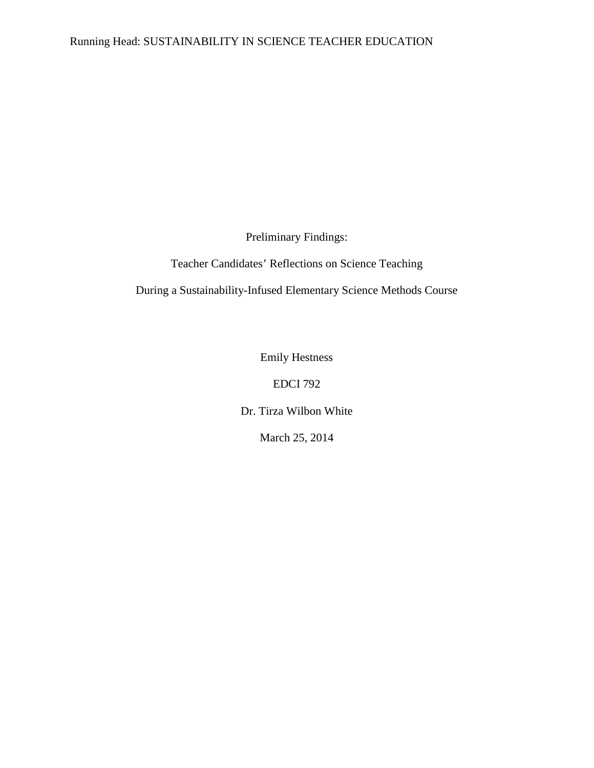Preliminary Findings:

Teacher Candidates' Reflections on Science Teaching

During a Sustainability-Infused Elementary Science Methods Course

Emily Hestness

EDCI 792

Dr. Tirza Wilbon White

March 25, 2014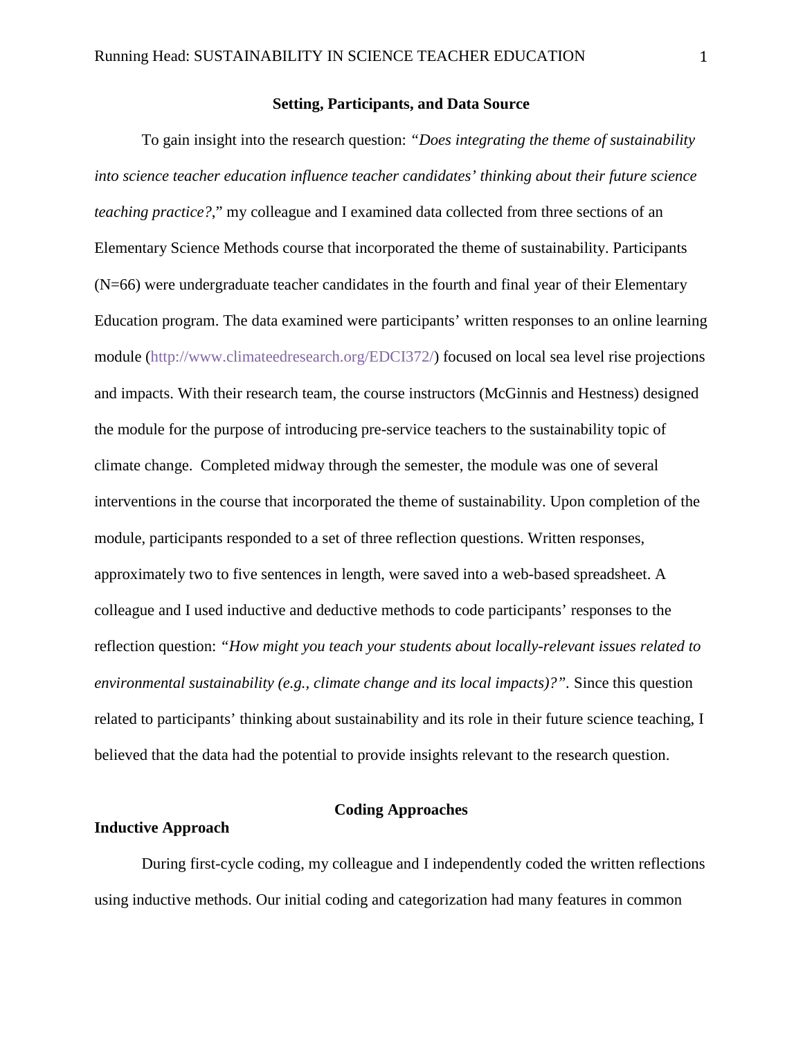## Setting, Participants, and Data Source

To gain insight into the research question: *"Does integrating the theme of sustainability into science teacher education influence teacher candidates' thinking about their future science teaching practice?*," my colleague and I examined data collected from three sections of an Elementary Science Methods course that incorporated the theme of sustainability. Participants (N=66) were undergraduate teacher candidates in the fourth and final year of their Elementary Education program. The data examined were participants' written responses to an online learning module (http://www.climateedresearch.org/EDCI372/) focused on local sea level rise projections and impacts. With their research team, the course instructors (McGinnis and Hestness) designed the module for the purpose of introducing pre-service teachers to the sustainability topic of climate change. Completed midway through the semester, the module was one of several interventions in the course that incorporated the theme of sustainability. Upon completion of the module, participants responded to a set of three reflection questions. Written responses, approximately two to five sentences in length, were saved into a web-based spreadsheet. A colleague and I used inductive and deductive methods to code participants' responses to the reflection question: *"How might you teach your students about locally-relevant issues related to environmental sustainability (e.g., climate change and its local impacts)?"*. Since this question related to participants' thinking about sustainability and its role in their future science teaching, I believed that the data had the potential to provide insights relevant to the research question.

## Coding Approaches

### Inductive Approach

During first-cycle coding, my colleague and I independently coded the written reflections using inductive methods. Our initial coding and categorization had many features in common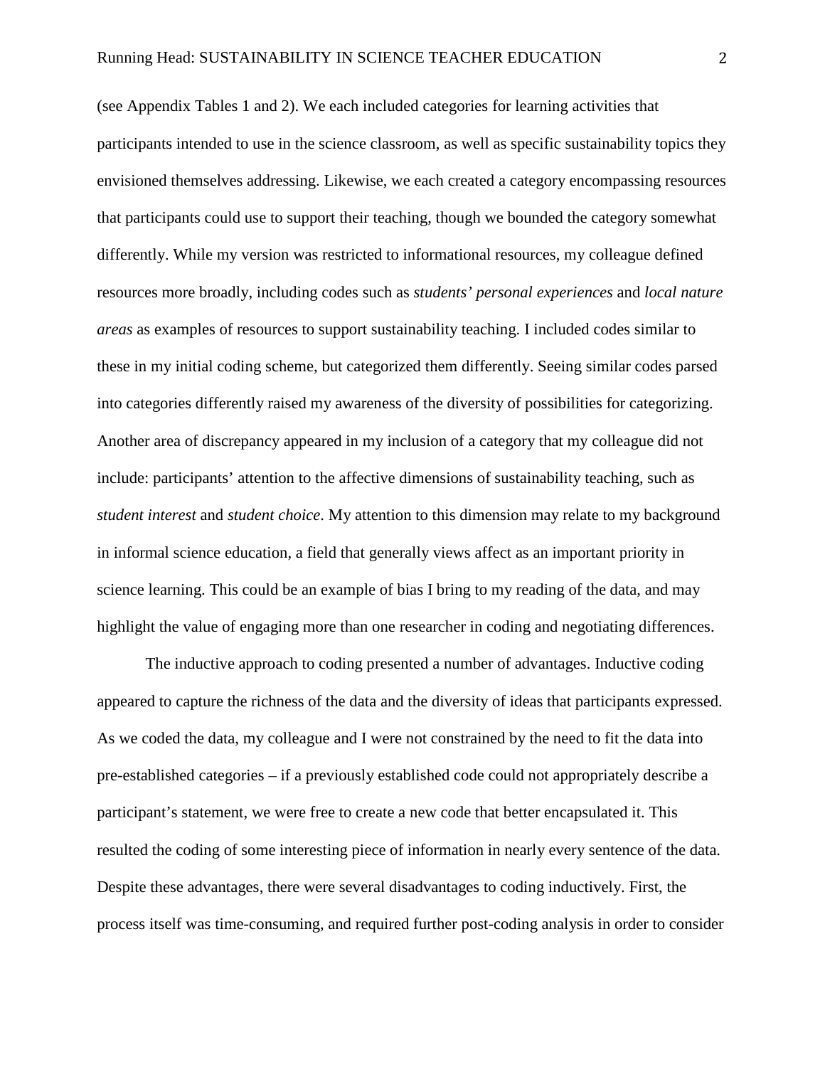(see Appendix Tables 1 and 2). We each included categories for learning activities that participants intended to use in the science classroom, as well as specific sustainability topics they envisioned themselves addressing. Likewise, we each created a category encompassing resources that participants could use to support their teaching, though we bounded the category somewhat differently. While my version was restricted to informational resources, my colleague defined resources more broadly, including codes such as *students' personal experiences* and *local nature areas* as examples of resources to support sustainability teaching. I included codes similar to these in my initial coding scheme, but categorized them differently. Seeing similar codes parsed into categories differently raised my awareness of the diversity of possibilities for categorizing. Another area of discrepancy appeared in my inclusion of a category that my colleague did not include: participants' attention to the affective dimensions of sustainability teaching, such as *student interest* and *student choice*. My attention to this dimension may relate to my background in informal science education, a field that generally views affect as an important priority in science learning. This could be an example of bias I bring to my reading of the data, and may highlight the value of engaging more than one researcher in coding and negotiating differences.

The inductive approach to coding presented a number of advantages. Inductive coding appeared to capture the richness of the data and the diversity of ideas that participants expressed. As we coded the data, my colleague and I were not constrained by the need to fit the data into pre-established categories – if a previously established code could not appropriately describe a participant's statement, we were free to create a new code that better encapsulated it. This resulted the coding of some interesting piece of information in nearly every sentence of the data. Despite these advantages, there were several disadvantages to coding inductively. First, the process itself was time-consuming, and required further post-coding analysis in order to consider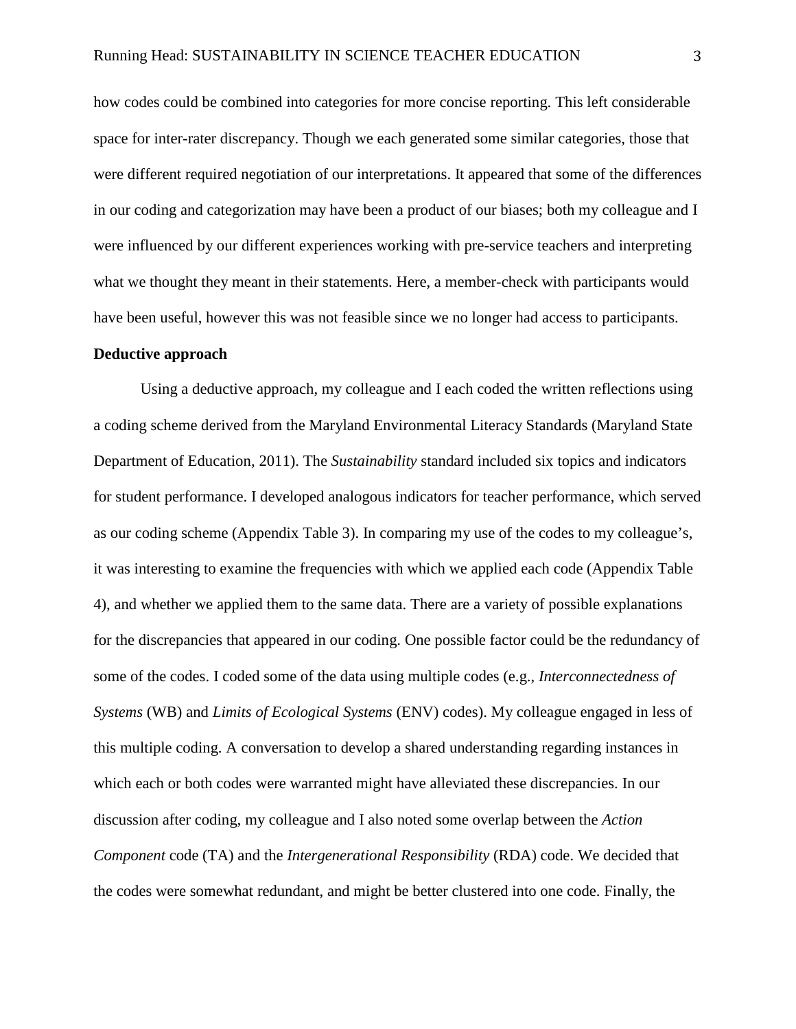how codes could be combined into categories for more concise reporting. This left considerable space for inter-rater discrepancy. Though we each generated some similar categories, those that were different required negotiation of our interpretations. It appeared that some of the differences in our coding and categorization may have been a product of our biases; both my colleague and I were influenced by our different experiences working with pre-service teachers and interpreting what we thought they meant in their statements. Here, a member-check with participants would have been useful, however this was not feasible since we no longer had access to participants.

**Deductive approach**

Using a deductive approach, my colleague and I each coded the written reflections using a coding scheme derived from the Maryland Environmental Literacy Standards (Maryland State Department of Education, 2011). The *Sustainability* standard included six topics and indicators for student performance. I developed analogous indicators for teacher performance, which served as our coding scheme (Appendix Table 3). In comparing my use of the codes to my colleague's, it was interesting to examine the frequencies with which we applied each code (Appendix Table 4), and whether we applied them to the same data. There are a variety of possible explanations for the discrepancies that appeared in our coding. One possible factor could be the redundancy of some of the codes. I coded some of the data using multiple codes (e.g., *Interconnectedness of Systems* (WB) and *Limits of Ecological Systems* (ENV) codes). My colleague engaged in less of this multiple coding. A conversation to develop a shared understanding regarding instances in which each or both codes were warranted might have alleviated these discrepancies. In our discussion after coding, my colleague and I also noted some overlap between the *Action Component* code (TA) and the *Intergenerational Responsibility* (RDA) code. We decided that the codes were somewhat redundant, and might be better clustered into one code. Finally, the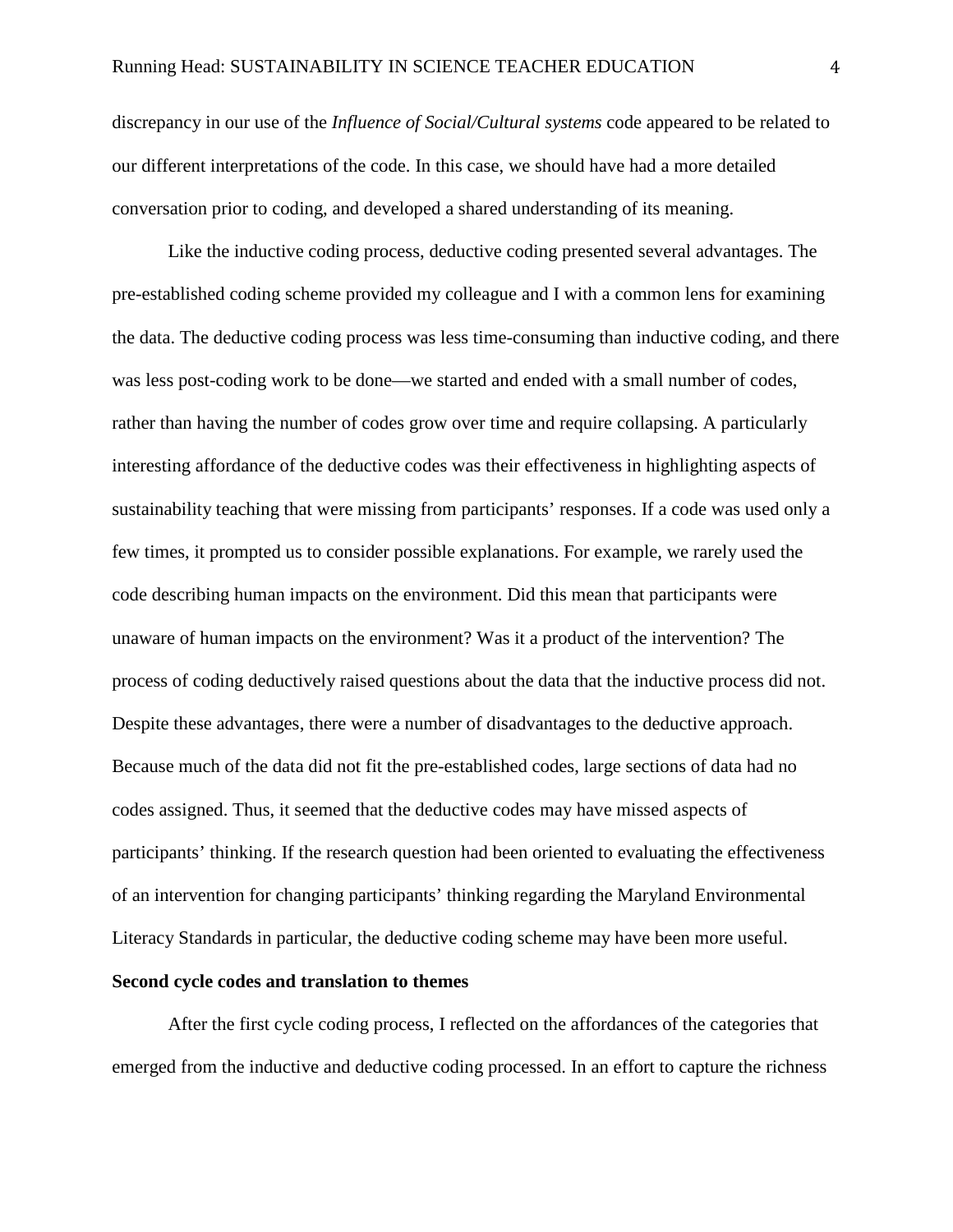discrepancy in our use of the *Influence of Social/Cultural systems* code appeared to be related to our different interpretations of the code. In this case, we should have had a more detailed conversation prior to coding, and developed a shared understanding of its meaning.

Like the inductive coding process, deductive coding presented several advantages. The pre-established coding scheme provided my colleague and I with a common lens for examining the data. The deductive coding process was less time-consuming than inductive coding, and there was less post-coding work to be done—we started and ended with a small number of codes, rather than having the number of codes grow over time and require collapsing. A particularly interesting affordance of the deductive codes was their effectiveness in highlighting aspects of sustainability teaching that were missing from participants' responses. If a code was used only a few times, it prompted us to consider possible explanations. For example, we rarely used the code describing human impacts on the environment. Did this mean that participants were unaware of human impacts on the environment? Was it a product of the intervention? The process of coding deductively raised questions about the data that the inductive process did not. Despite these advantages, there were a number of disadvantages to the deductive approach. Because much of the data did not fit the pre-established codes, large sections of data had no codes assigned. Thus, it seemed that the deductive codes may have missed aspects of participants' thinking. If the research question had been oriented to evaluating the effectiveness of an intervention for changing participants' thinking regarding the Maryland Environmental Literacy Standards in particular, the deductive coding scheme may have been more useful.

**Second cycle codes and translation to themes**

After the first cycle coding process, I reflected on the affordances of the categories that emerged from the inductive and deductive coding processed. In an effort to capture the richness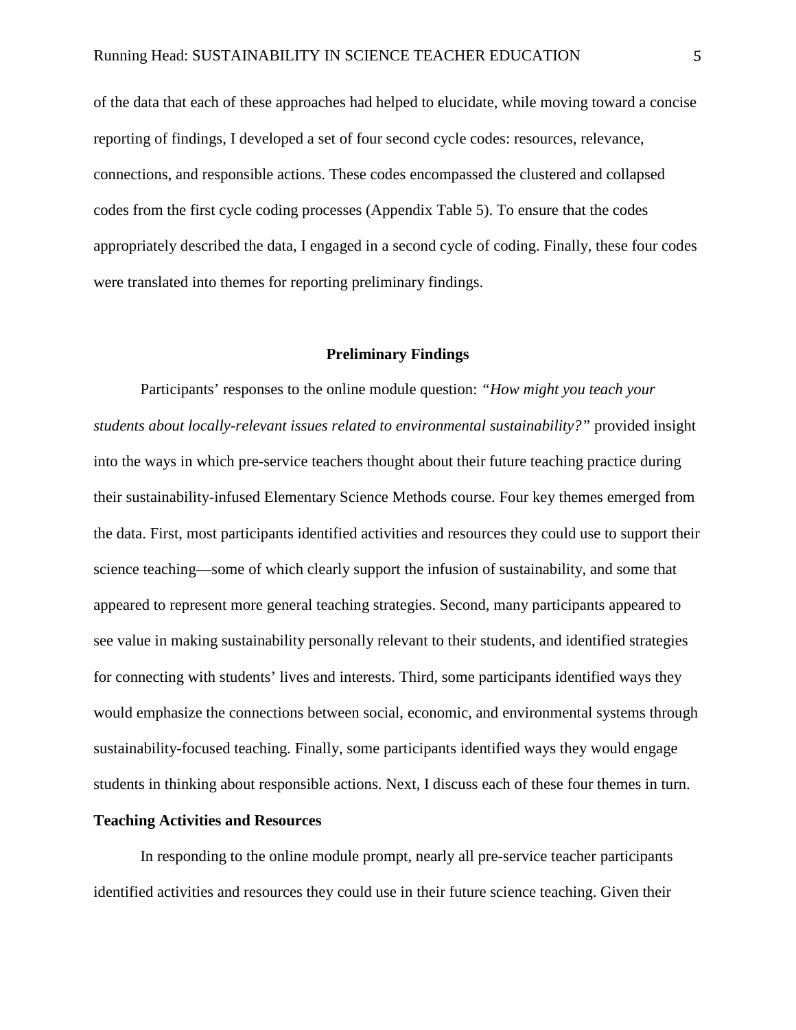of the data that each of these approaches had helped to elucidate, while moving toward a concise reporting of findings, I developed a set of four second cycle codes: resources, relevance, connections, and responsible actions. These codes encompassed the clustered and collapsed codes from the first cycle coding processes (Appendix Table 5). To ensure that the codes appropriately described the data, I engaged in a second cycle of coding. Finally, these four codes were translated into themes for reporting preliminary findings.

## Preliminary Findings

Participants' responses to the online module question: *"How might you teach your students about locally-relevant issues related to environmental sustainability?"* provided insight into the ways in which pre-service teachers thought about their future teaching practice during their sustainability-infused Elementary Science Methods course. Four key themes emerged from the data. First, most participants identified activities and resources they could use to support their science teaching—some of which clearly support the infusion of sustainability, and some that appeared to represent more general teaching strategies. Second, many participants appeared to see value in making sustainability personally relevant to their students, and identified strategies for connecting with students' lives and interests. Third, some participants identified ways they would emphasize the connections between social, economic, and environmental systems through sustainability-focused teaching. Finally, some participants identified ways they would engage students in thinking about responsible actions. Next, I discuss each of these four themes in turn.

### Teaching Activities and Resources

In responding to the online module prompt, nearly all pre-service teacher participants identified activities and resources they could use in their future science teaching. Given their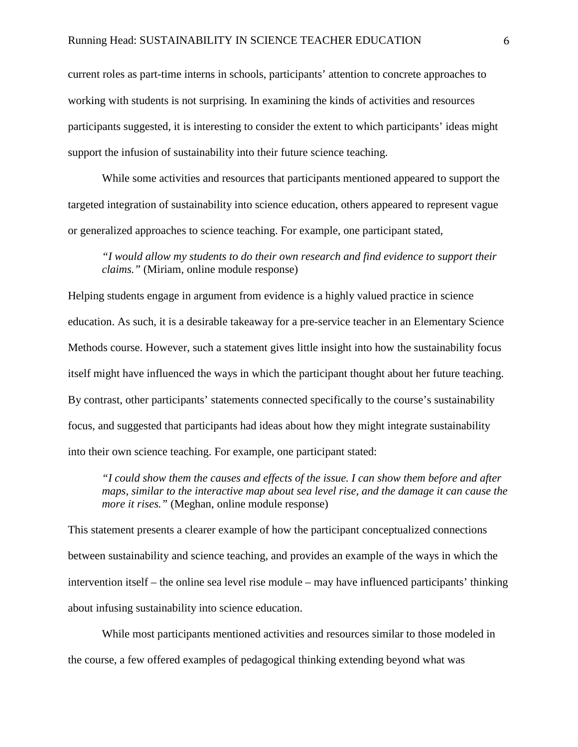current roles as part-time interns in schools, participants' attention to concrete approaches to working with students is not surprising. In examining the kinds of activities and resources participants suggested, it is interesting to consider the extent to which participants' ideas might support the infusion of sustainability into their future science teaching.

While some activities and resources that participants mentioned appeared to support the targeted integration of sustainability into science education, others appeared to represent vague or generalized approaches to science teaching. For example, one participant stated,

> *"I would allow my students to do their own research and find evidence to support their claims."* (Miriam, online module response)

Helping students engage in argument from evidence is a highly valued practice in science education. As such, it is a desirable takeaway for a pre-service teacher in an Elementary Science Methods course. However, such a statement gives little insight into how the sustainability focus itself might have influenced the ways in which the participant thought about her future teaching. By contrast, other participants' statements connected specifically to the course's sustainability focus, and suggested that participants had ideas about how they might integrate sustainability into their own science teaching. For example, one participant stated:

> *"I could show them the causes and effects of the issue. I can show them before and after maps, similar to the interactive map about sea level rise, and the damage it can cause the more it rises."* (Meghan, online module response)

This statement presents a clearer example of how the participant conceptualized connections between sustainability and science teaching, and provides an example of the ways in which the intervention itself – the online sea level rise module – may have influenced participants' thinking about infusing sustainability into science education.

While most participants mentioned activities and resources similar to those modeled in the course, a few offered examples of pedagogical thinking extending beyond what was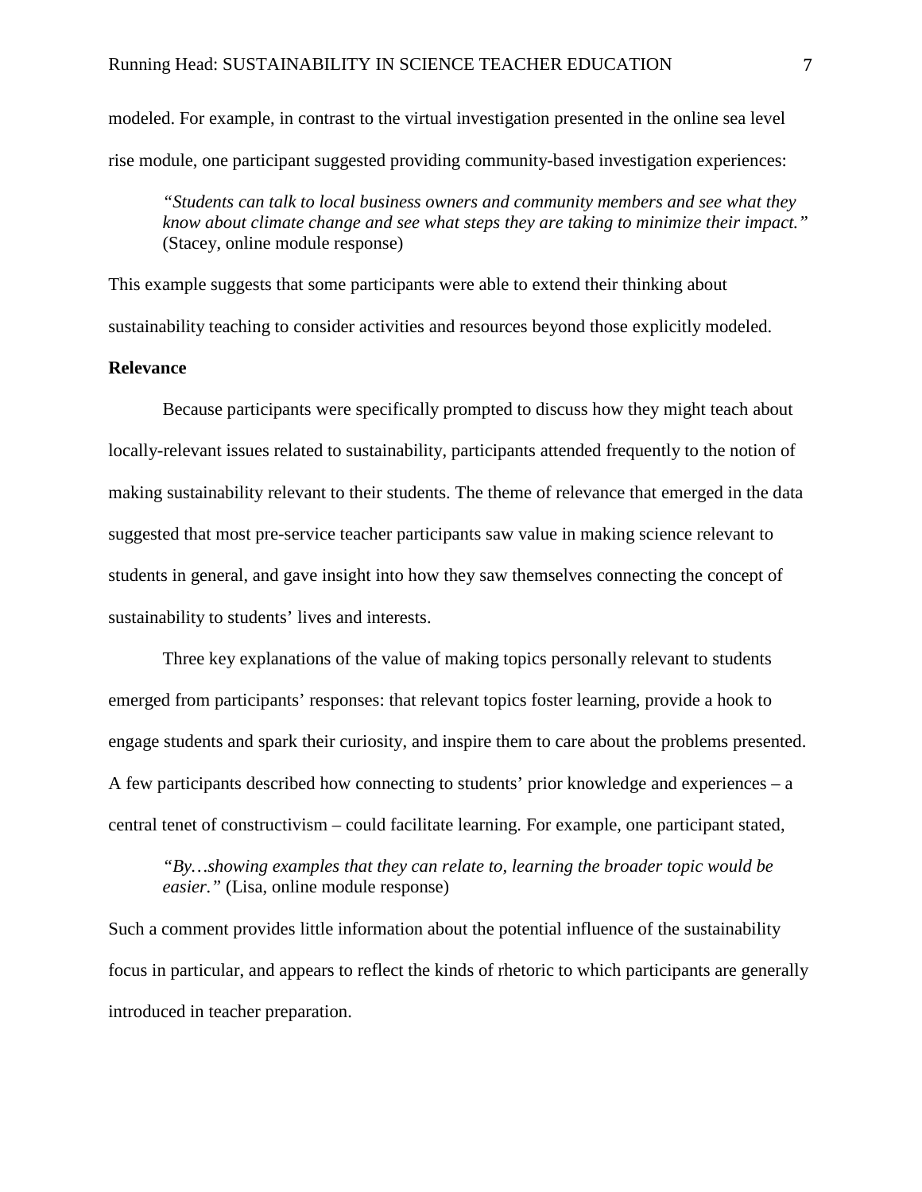modeled. For example, in contrast to the virtual investigation presented in the online sea level rise module, one participant suggested providing community-based investigation experiences:

> *"Students can talk to local business owners and community members and see what they know about climate change and see what steps they are taking to minimize their impact."* (Stacey, online module response)

This example suggests that some participants were able to extend their thinking about sustainability teaching to consider activities and resources beyond those explicitly modeled.

### Relevance

Because participants were specifically prompted to discuss how they might teach about locally-relevant issues related to sustainability, participants attended frequently to the notion of making sustainability relevant to their students. The theme of relevance that emerged in the data suggested that most pre-service teacher participants saw value in making science relevant to students in general, and gave insight into how they saw themselves connecting the concept of sustainability to students' lives and interests.

Three key explanations of the value of making topics personally relevant to students emerged from participants' responses: that relevant topics foster learning, provide a hook to engage students and spark their curiosity, and inspire them to care about the problems presented. A few participants described how connecting to students' prior knowledge and experiences – a central tenet of constructivism – could facilitate learning. For example, one participant stated,

> *"By…showing examples that they can relate to, learning the broader topic would be easier."* (Lisa, online module response)

Such a comment provides little information about the potential influence of the sustainability focus in particular, and appears to reflect the kinds of rhetoric to which participants are generally introduced in teacher preparation.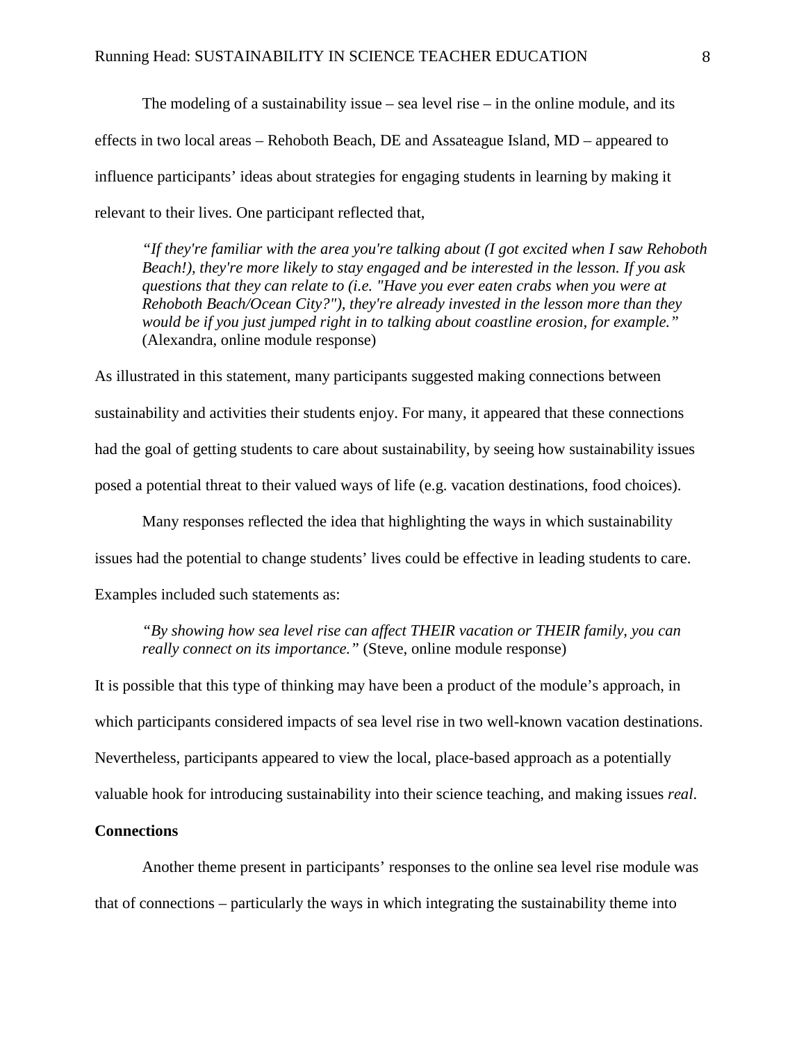The modeling of a sustainability issue – sea level rise – in the online module, and its effects in two local areas – Rehoboth Beach, DE and Assateague Island, MD – appeared to influence participants' ideas about strategies for engaging students in learning by making it relevant to their lives. One participant reflected that,

> *"If they're familiar with the area you're talking about (I got excited when I saw Rehoboth Beach!), they're more likely to stay engaged and be interested in the lesson. If you ask questions that they can relate to (i.e. "Have you ever eaten crabs when you were at Rehoboth Beach/Ocean City?"), they're already invested in the lesson more than they would be if you just jumped right in to talking about coastline erosion, for example."* (Alexandra, online module response)

As illustrated in this statement, many participants suggested making connections between sustainability and activities their students enjoy. For many, it appeared that these connections had the goal of getting students to care about sustainability, by seeing how sustainability issues posed a potential threat to their valued ways of life (e.g. vacation destinations, food choices).

Many responses reflected the idea that highlighting the ways in which sustainability issues had the potential to change students' lives could be effective in leading students to care. Examples included such statements as:

> *"By showing how sea level rise can affect THEIR vacation or THEIR family, you can really connect on its importance."* (Steve, online module response)

It is possible that this type of thinking may have been a product of the module's approach, in which participants considered impacts of sea level rise in two well-known vacation destinations. Nevertheless, participants appeared to view the local, place-based approach as a potentially valuable hook for introducing sustainability into their science teaching, and making issues *real*.

**Connections**

Another theme present in participants' responses to the online sea level rise module was that of connections – particularly the ways in which integrating the sustainability theme into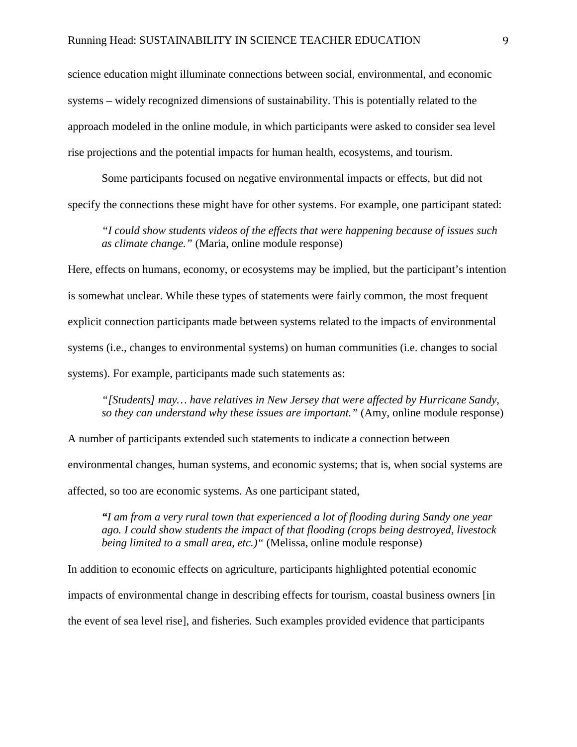science education might illuminate connections between social, environmental, and economic systems – widely recognized dimensions of sustainability. This is potentially related to the approach modeled in the online module, in which participants were asked to consider sea level rise projections and the potential impacts for human health, ecosystems, and tourism.

Some participants focused on negative environmental impacts or effects, but did not specify the connections these might have for other systems. For example, one participant stated:

> *"I could show students videos of the effects that were happening because of issues such as climate change."* (Maria, online module response)

Here, effects on humans, economy, or ecosystems may be implied, but the participant's intention is somewhat unclear. While these types of statements were fairly common, the most frequent explicit connection participants made between systems related to the impacts of environmental systems (i.e., changes to environmental systems) on human communities (i.e. changes to social systems). For example, participants made such statements as:

> *"[Students] may… have relatives in New Jersey that were affected by Hurricane Sandy, so they can understand why these issues are important."* (Amy, online module response)

A number of participants extended such statements to indicate a connection between environmental changes, human systems, and economic systems; that is, when social systems are affected, so too are economic systems. As one participant stated,

> *"I am from a very rural town that experienced a lot of flooding during Sandy one year ago. I could show students the impact of that flooding (crops being destroyed, livestock being limited to a small area, etc.)"* (Melissa, online module response)

In addition to economic effects on agriculture, participants highlighted potential economic impacts of environmental change in describing effects for tourism, coastal business owners [in the event of sea level rise], and fisheries. Such examples provided evidence that participants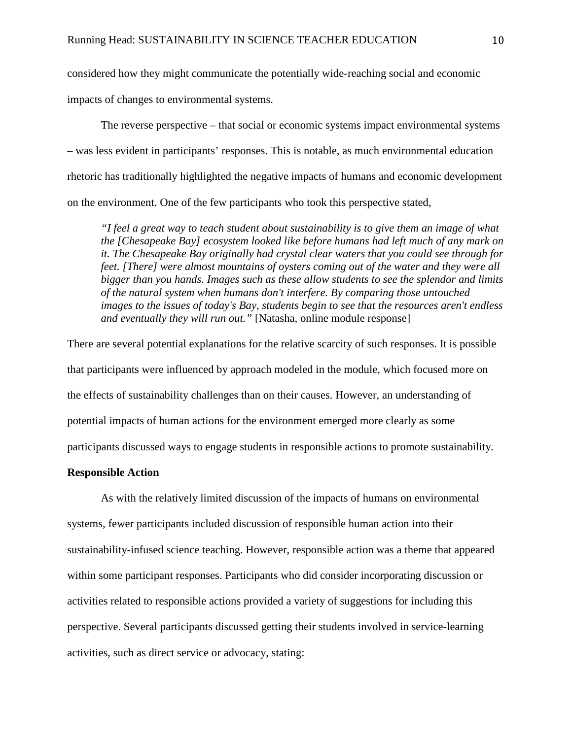considered how they might communicate the potentially wide-reaching social and economic impacts of changes to environmental systems.

The reverse perspective – that social or economic systems impact environmental systems – was less evident in participants' responses. This is notable, as much environmental education rhetoric has traditionally highlighted the negative impacts of humans and economic development on the environment. One of the few participants who took this perspective stated,

> *"I feel a great way to teach student about sustainability is to give them an image of what the [Chesapeake Bay] ecosystem looked like before humans had left much of any mark on it. The Chesapeake Bay originally had crystal clear waters that you could see through for feet. [There] were almost mountains of oysters coming out of the water and they were all bigger than you hands. Images such as these allow students to see the splendor and limits of the natural system when humans don't interfere. By comparing those untouched images to the issues of today's Bay, students begin to see that the resources aren't endless and eventually they will run out."* [Natasha, online module response]

There are several potential explanations for the relative scarcity of such responses. It is possible that participants were influenced by approach modeled in the module, which focused more on the effects of sustainability challenges than on their causes. However, an understanding of potential impacts of human actions for the environment emerged more clearly as some participants discussed ways to engage students in responsible actions to promote sustainability.

**Responsible Action**

As with the relatively limited discussion of the impacts of humans on environmental systems, fewer participants included discussion of responsible human action into their sustainability-infused science teaching. However, responsible action was a theme that appeared within some participant responses. Participants who did consider incorporating discussion or activities related to responsible actions provided a variety of suggestions for including this perspective. Several participants discussed getting their students involved in service-learning activities, such as direct service or advocacy, stating: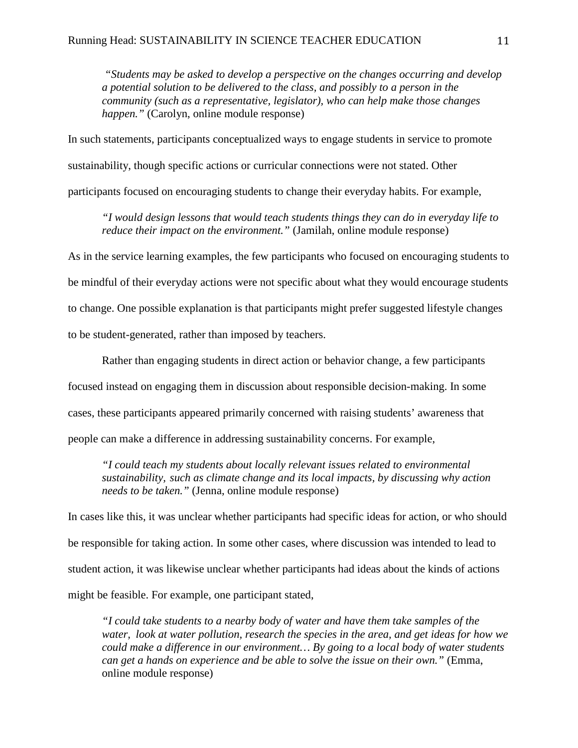> *"Students may be asked to develop a perspective on the changes occurring and develop a potential solution to be delivered to the class, and possibly to a person in the community (such as a representative, legislator), who can help make those changes happen."* (Carolyn, online module response)

In such statements, participants conceptualized ways to engage students in service to promote sustainability, though specific actions or curricular connections were not stated. Other participants focused on encouraging students to change their everyday habits. For example,

> *"I would design lessons that would teach students things they can do in everyday life to reduce their impact on the environment."* (Jamilah, online module response)

As in the service learning examples, the few participants who focused on encouraging students to be mindful of their everyday actions were not specific about what they would encourage students to change. One possible explanation is that participants might prefer suggested lifestyle changes to be student-generated, rather than imposed by teachers.

Rather than engaging students in direct action or behavior change, a few participants focused instead on engaging them in discussion about responsible decision-making. In some cases, these participants appeared primarily concerned with raising students' awareness that people can make a difference in addressing sustainability concerns. For example,

> *"I could teach my students about locally relevant issues related to environmental sustainability, such as climate change and its local impacts, by discussing why action needs to be taken."* (Jenna, online module response)

In cases like this, it was unclear whether participants had specific ideas for action, or who should be responsible for taking action. In some other cases, where discussion was intended to lead to student action, it was likewise unclear whether participants had ideas about the kinds of actions might be feasible. For example, one participant stated,

> *"I could take students to a nearby body of water and have them take samples of the water, look at water pollution, research the species in the area, and get ideas for how we could make a difference in our environment… By going to a local body of water students can get a hands on experience and be able to solve the issue on their own."* (Emma, online module response)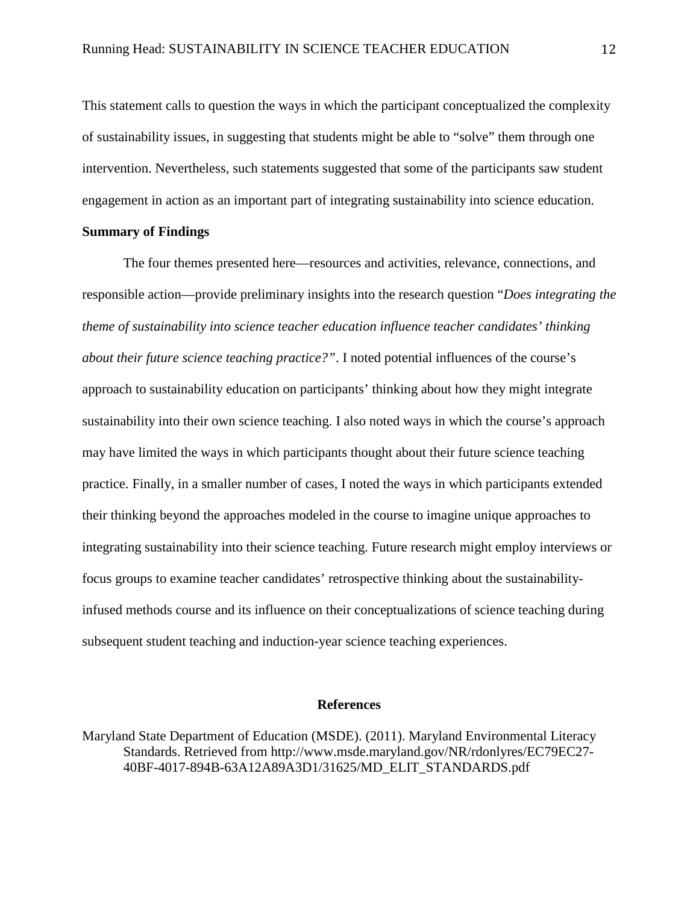This statement calls to question the ways in which the participant conceptualized the complexity of sustainability issues, in suggesting that students might be able to "solve" them through one intervention. Nevertheless, such statements suggested that some of the participants saw student engagement in action as an important part of integrating sustainability into science education.

**Summary of Findings**

The four themes presented here—resources and activities, relevance, connections, and responsible action—provide preliminary insights into the research question "*Does integrating the theme of sustainability into science teacher education influence teacher candidates' thinking about their future science teaching practice?"*. I noted potential influences of the course's approach to sustainability education on participants' thinking about how they might integrate sustainability into their own science teaching. I also noted ways in which the course's approach may have limited the ways in which participants thought about their future science teaching practice. Finally, in a smaller number of cases, I noted the ways in which participants extended their thinking beyond the approaches modeled in the course to imagine unique approaches to integrating sustainability into their science teaching. Future research might employ interviews or focus groups to examine teacher candidates' retrospective thinking about the sustainability-infused methods course and its influence on their conceptualizations of science teaching during subsequent student teaching and induction-year science teaching experiences.

**References**

Maryland State Department of Education (MSDE). (2011). Maryland Environmental Literacy Standards. Retrieved from http://www.msde.maryland.gov/NR/rdonlyres/EC79EC27-40BF-4017-894B-63A12A89A3D1/31625/MD_ELIT_STANDARDS.pdf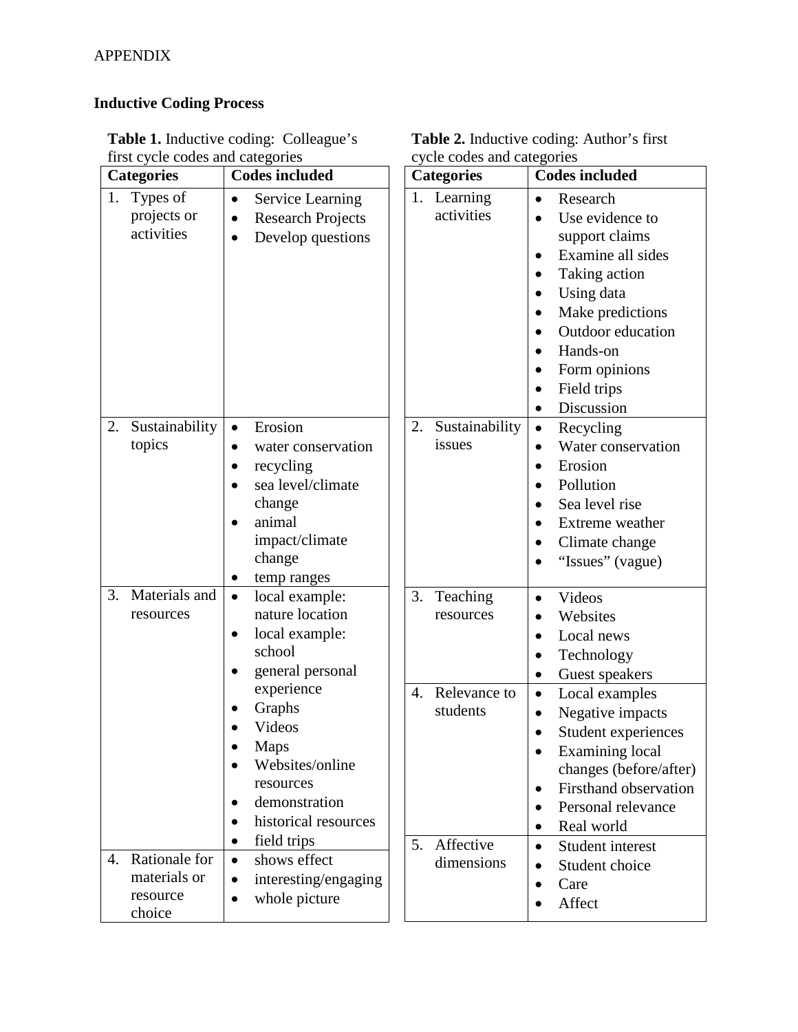APPENDIX

## Inductive Coding Process

**Table 1.** Inductive coding: Colleague's first cycle codes and categories

| Categories | Codes included |
|---|---|
| 1. Types of projects or activities | • Service Learning<br>• Research Projects<br>• Develop questions |
| 2. Sustainability topics | • Erosion<br>• water conservation<br>• recycling<br>• sea level/climate change<br>• animal impact/climate change<br>• temp ranges |
| 3. Materials and resources | • local example: nature location<br>• local example: school<br>• general personal experience<br>• Graphs<br>• Videos<br>• Maps<br>• Websites/online resources<br>• demonstration<br>• historical resources<br>• field trips |
| 4. Rationale for materials or resource choice | • shows effect<br>• interesting/engaging<br>• whole picture |

**Table 2.** Inductive coding: Author's first cycle codes and categories

| Categories | Codes included |
|---|---|
| 1. Learning activities | • Research<br>• Use evidence to support claims<br>• Examine all sides<br>• Taking action<br>• Using data<br>• Make predictions<br>• Outdoor education<br>• Hands-on<br>• Form opinions<br>• Field trips<br>• Discussion |
| 2. Sustainability issues | • Recycling<br>• Water conservation<br>• Erosion<br>• Pollution<br>• Sea level rise<br>• Extreme weather<br>• Climate change<br>• "Issues" (vague) |
| 3. Teaching resources | • Videos<br>• Websites<br>• Local news<br>• Technology<br>• Guest speakers |
| 4. Relevance to students | • Local examples<br>• Negative impacts<br>• Student experiences<br>• Examining local changes (before/after)<br>• Firsthand observation<br>• Personal relevance<br>• Real world |
| 5. Affective dimensions | • Student interest<br>• Student choice<br>• Care<br>• Affect |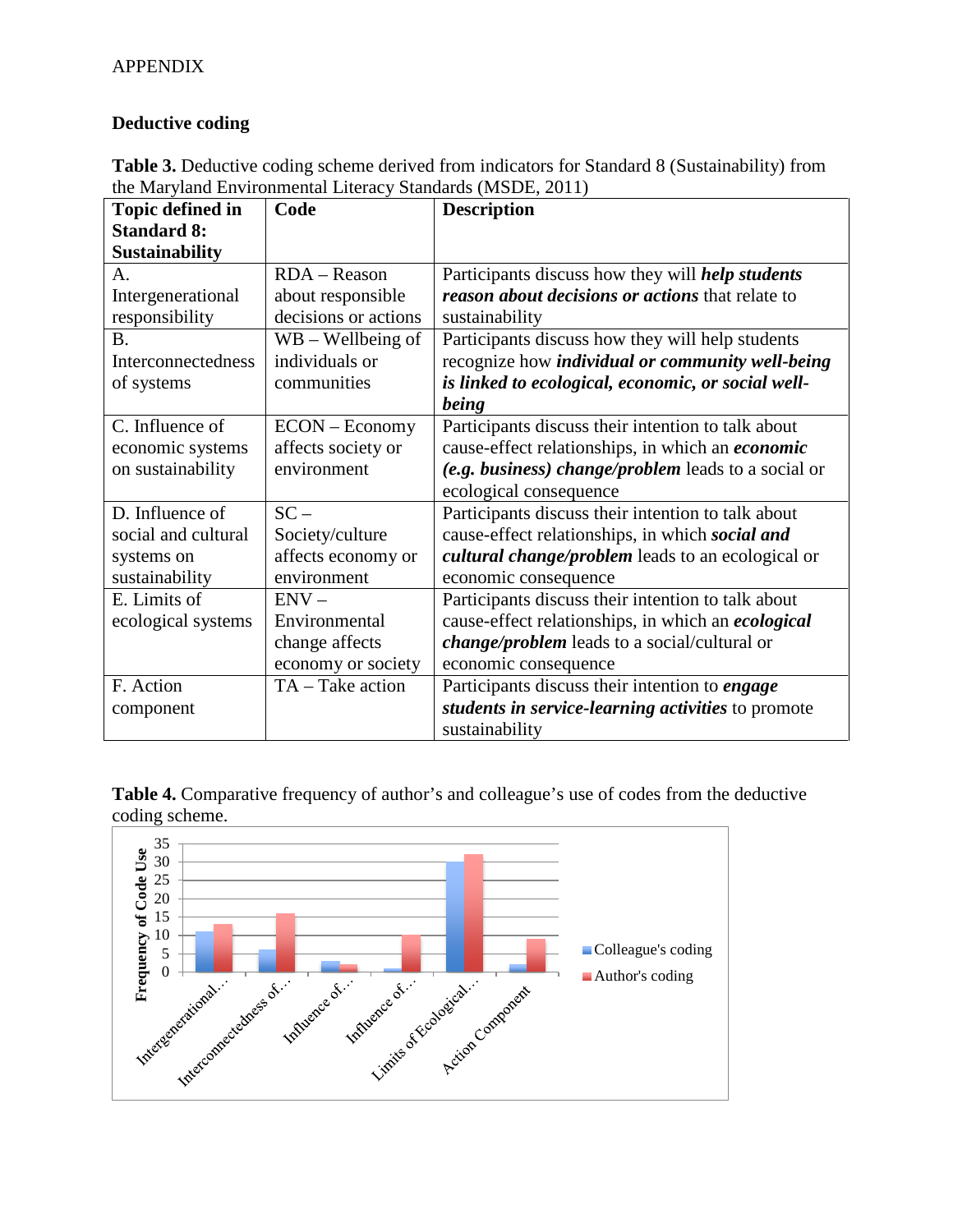APPENDIX

## Deductive coding

**Table 3.** Deductive coding scheme derived from indicators for Standard 8 (Sustainability) from the Maryland Environmental Literacy Standards (MSDE, 2011)

| Topic defined in Standard 8: Sustainability | Code | Description |
|---|---|---|
| A. Intergenerational responsibility | RDA – Reason about responsible decisions or actions | Participants discuss how they will ***help students reason about decisions or actions*** that relate to sustainability |
| B. Interconnectedness of systems | WB – Wellbeing of individuals or communities | Participants discuss how they will help students recognize how ***individual or community well-being is linked to ecological, economic, or social well-being*** |
| C. Influence of economic systems on sustainability | ECON – Economy affects society or environment | Participants discuss their intention to talk about cause-effect relationships, in which an ***economic (e.g. business) change/problem*** leads to a social or ecological consequence |
| D. Influence of social and cultural systems on sustainability | SC – Society/culture affects economy or environment | Participants discuss their intention to talk about cause-effect relationships, in which ***social and cultural change/problem*** leads to an ecological or economic consequence |
| E. Limits of ecological systems | ENV – Environmental change affects economy or society | Participants discuss their intention to talk about cause-effect relationships, in which an ***ecological change/problem*** leads to a social/cultural or economic consequence |
| F. Action component | TA – Take action | Participants discuss their intention to ***engage students in service-learning activities*** to promote sustainability |

**Table 4.** Comparative frequency of author's and colleague's use of codes from the deductive coding scheme.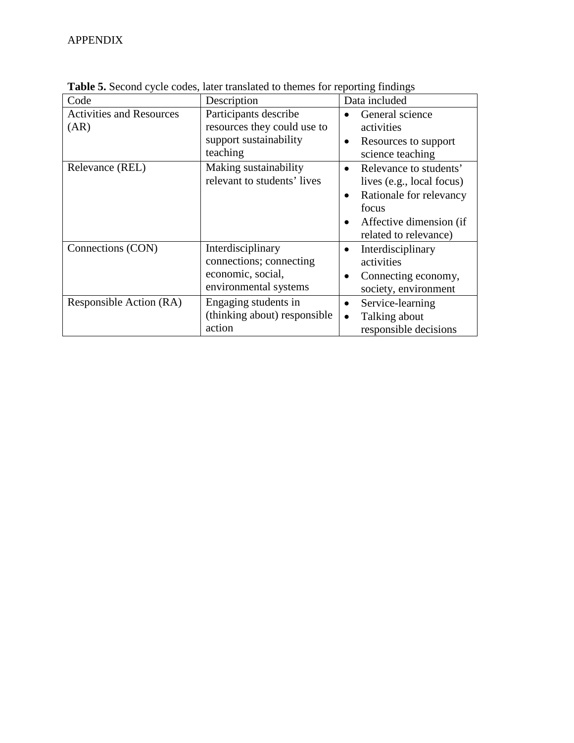# APPENDIX

**Table 5.** Second cycle codes, later translated to themes for reporting findings

| Code | Description | Data included |
|---|---|---|
| Activities and Resources (AR) | Participants describe resources they could use to support sustainability teaching | • General science activities<br>• Resources to support science teaching |
| Relevance (REL) | Making sustainability relevant to students' lives | • Relevance to students' lives (e.g., local focus)<br>• Rationale for relevancy focus<br>• Affective dimension (if related to relevance) |
| Connections (CON) | Interdisciplinary connections; connecting economic, social, environmental systems | • Interdisciplinary activities<br>• Connecting economy, society, environment |
| Responsible Action (RA) | Engaging students in (thinking about) responsible action | • Service-learning<br>• Talking about responsible decisions |